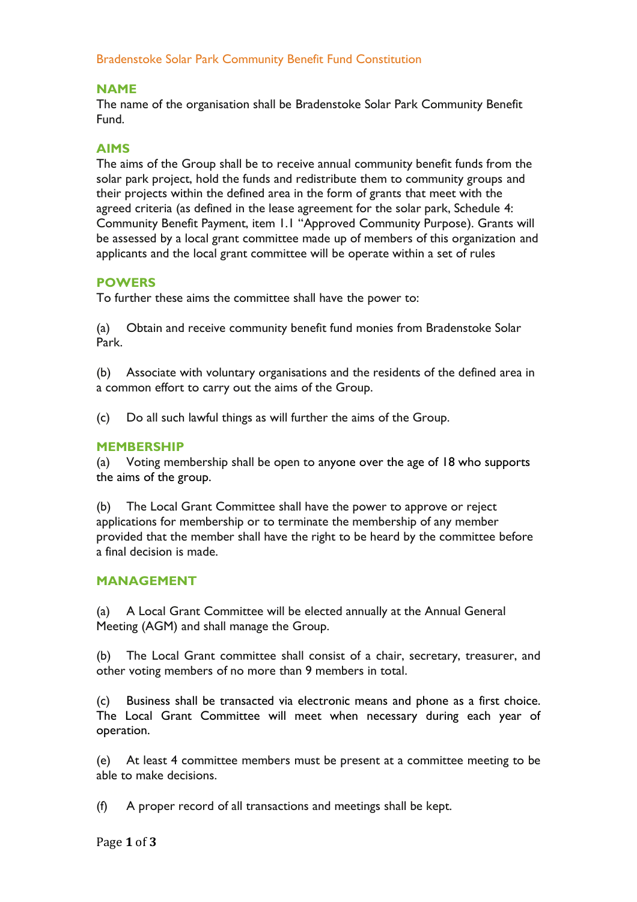# Bradenstoke Solar Park Community Benefit Fund Constitution

## NAME

The name of the organisation shall be Bradenstoke Solar Park Community Benefit Fund.

## AIMS

The aims of the Group shall be to receive annual community benefit funds from the solar park project, hold the funds and redistribute them to community groups and their projects within the defined area in the form of grants that meet with the agreed criteria (as defined in the lease agreement for the solar park, Schedule 4: Community Benefit Payment, item 1.1 "Approved Community Purpose). Grants will be assessed by a local grant committee made up of members of this organization and applicants and the local grant committee will be operate within a set of rules

## POWERS

To further these aims the committee shall have the power to:

(a) Obtain and receive community benefit fund monies from Bradenstoke Solar Park.

(b) Associate with voluntary organisations and the residents of the defined area in a common effort to carry out the aims of the Group.

(c) Do all such lawful things as will further the aims of the Group.

## MEMBERSHIP

(a) Voting membership shall be open to anyone over the age of 18 who supports the aims of the group.

(b) The Local Grant Committee shall have the power to approve or reject applications for membership or to terminate the membership of any member provided that the member shall have the right to be heard by the committee before a final decision is made.

## MANAGEMENT

(a) A Local Grant Committee will be elected annually at the Annual General Meeting (AGM) and shall manage the Group.

(b) The Local Grant committee shall consist of a chair, secretary, treasurer, and other voting members of no more than 9 members in total.

(c) Business shall be transacted via electronic means and phone as a first choice. The Local Grant Committee will meet when necessary during each year of operation.

(e) At least 4 committee members must be present at a committee meeting to be able to make decisions.

(f) A proper record of all transactions and meetings shall be kept.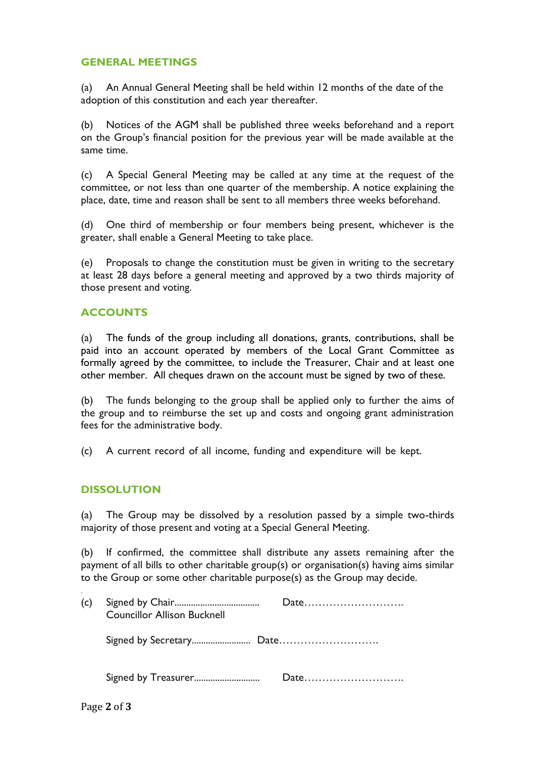## GENERAL MEETINGS

(a) An Annual General Meeting shall be held within 12 months of the date of the adoption of this constitution and each year thereafter.

(b) Notices of the AGM shall be published three weeks beforehand and a report on the Group's financial position for the previous year will be made available at the same time.

(c) A Special General Meeting may be called at any time at the request of the committee, or not less than one quarter of the membership. A notice explaining the place, date, time and reason shall be sent to all members three weeks beforehand.

(d) One third of membership or four members being present, whichever is the greater, shall enable a General Meeting to take place.

(e) Proposals to change the constitution must be given in writing to the secretary at least 28 days before a general meeting and approved by a two thirds majority of those present and voting.

## ACCOUNTS

(a) The funds of the group including all donations, grants, contributions, shall be paid into an account operated by members of the Local Grant Committee as formally agreed by the committee, to include the Treasurer, Chair and at least one other member. All cheques drawn on the account must be signed by two of these.

(b) The funds belonging to the group shall be applied only to further the aims of the group and to reimburse the set up and costs and ongoing grant administration fees for the administrative body.

(c) A current record of all income, funding and expenditure will be kept.

## DISSOLUTION

(a) The Group may be dissolved by a resolution passed by a simple two-thirds majority of those present and voting at a Special General Meeting.

(b) If confirmed, the committee shall distribute any assets remaining after the payment of all bills to other charitable group(s) or organisation(s) having aims similar to the Group or some other charitable purpose(s) as the Group may decide.

(c) Signed by Chair.................................... Date……………………….
Councillor Allison Bucknell

Signed by Secretary......................... Date……………………….

Signed by Treasurer............................ Date……………………….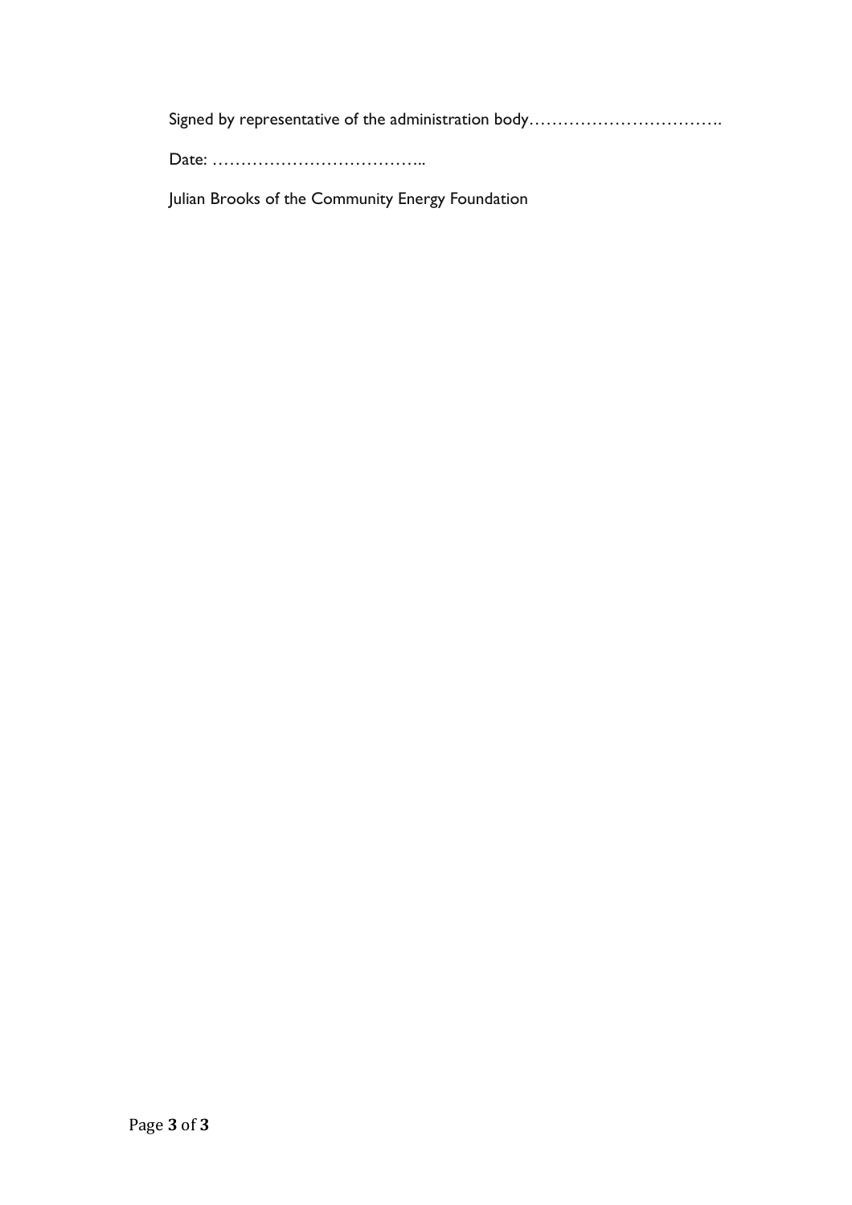Signed by representative of the administration body…………………………….

Date: ………………………………..

Julian Brooks of the Community Energy Foundation